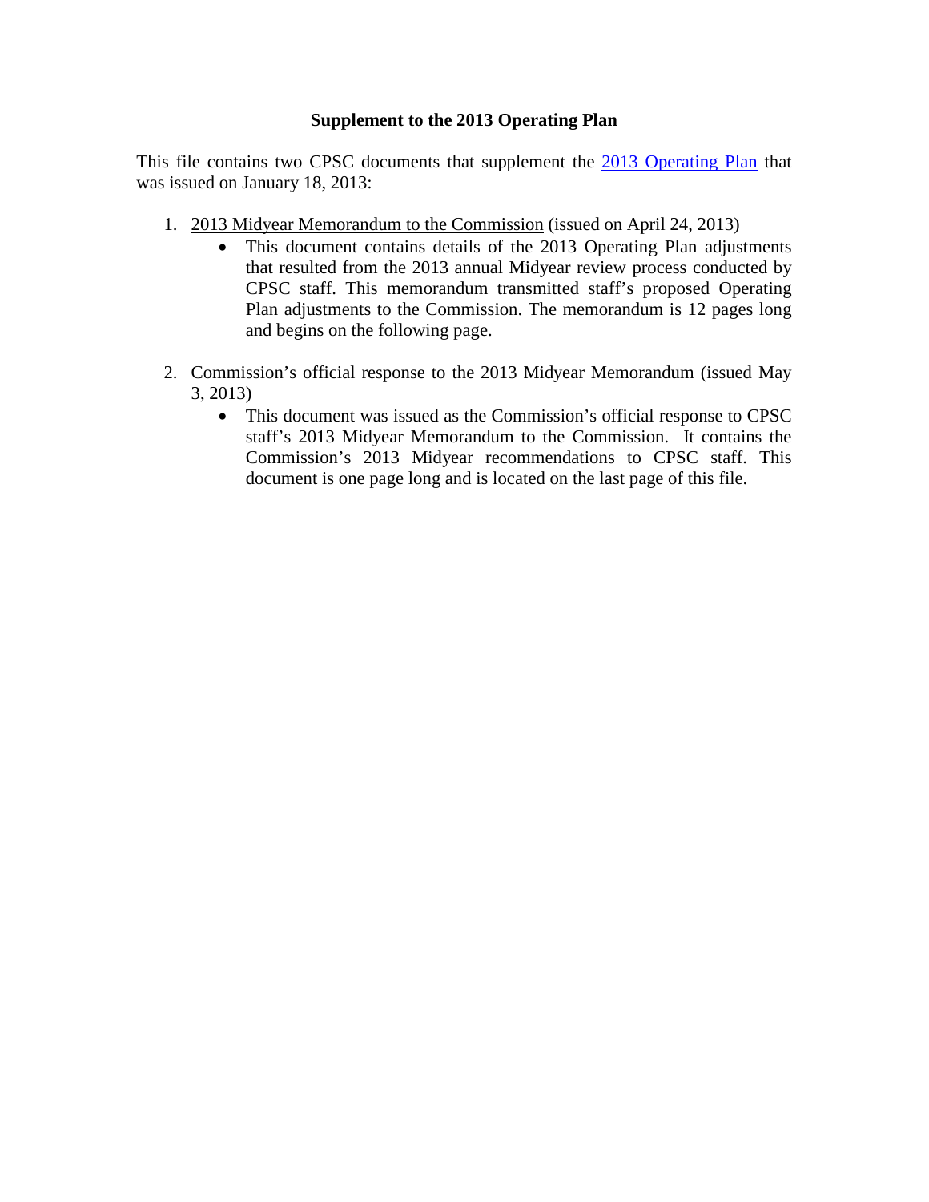# Supplement to the 2013 Operating Plan

This file contains two CPSC documents that supplement the 2013 Operating Plan that was issued on January 18, 2013:

1. 2013 Midyear Memorandum to the Commission (issued on April 24, 2013)
   - This document contains details of the 2013 Operating Plan adjustments that resulted from the 2013 annual Midyear review process conducted by CPSC staff. This memorandum transmitted staff's proposed Operating Plan adjustments to the Commission. The memorandum is 12 pages long and begins on the following page.

2. Commission's official response to the 2013 Midyear Memorandum (issued May 3, 2013)
   - This document was issued as the Commission's official response to CPSC staff's 2013 Midyear Memorandum to the Commission. It contains the Commission's 2013 Midyear recommendations to CPSC staff. This document is one page long and is located on the last page of this file.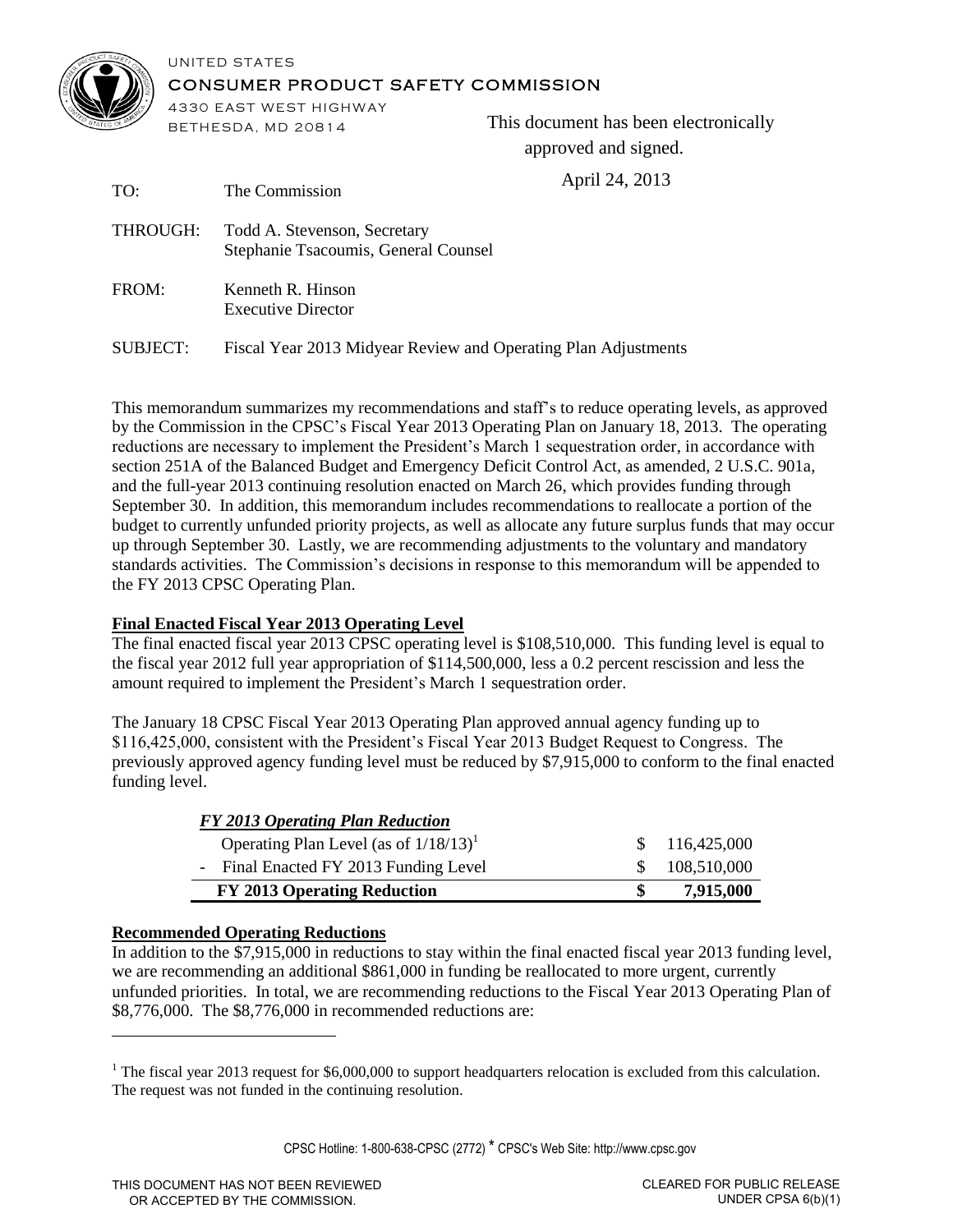UNITED STATES

CONSUMER PRODUCT SAFETY COMMISSION

4330 EAST WEST HIGHWAY

BETHESDA, MD 20814

This document has been electronically approved and signed.

April 24, 2013

TO: The Commission

THROUGH: Todd A. Stevenson, Secretary
Stephanie Tsacoumis, General Counsel

FROM: Kenneth R. Hinson
Executive Director

SUBJECT: Fiscal Year 2013 Midyear Review and Operating Plan Adjustments

This memorandum summarizes my recommendations and staff's to reduce operating levels, as approved by the Commission in the CPSC's Fiscal Year 2013 Operating Plan on January 18, 2013. The operating reductions are necessary to implement the President's March 1 sequestration order, in accordance with section 251A of the Balanced Budget and Emergency Deficit Control Act, as amended, 2 U.S.C. 901a, and the full-year 2013 continuing resolution enacted on March 26, which provides funding through September 30. In addition, this memorandum includes recommendations to reallocate a portion of the budget to currently unfunded priority projects, as well as allocate any future surplus funds that may occur up through September 30. Lastly, we are recommending adjustments to the voluntary and mandatory standards activities. The Commission's decisions in response to this memorandum will be appended to the FY 2013 CPSC Operating Plan.

**Final Enacted Fiscal Year 2013 Operating Level**

The final enacted fiscal year 2013 CPSC operating level is $108,510,000. This funding level is equal to the fiscal year 2012 full year appropriation of $114,500,000, less a 0.2 percent rescission and less the amount required to implement the President's March 1 sequestration order.

The January 18 CPSC Fiscal Year 2013 Operating Plan approved annual agency funding up to $116,425,000, consistent with the President's Fiscal Year 2013 Budget Request to Congress. The previously approved agency funding level must be reduced by $7,915,000 to conform to the final enacted funding level.

| ***FY 2013 Operating Plan Reduction*** | |
|---|---|
| Operating Plan Level (as of 1/18/13)[1] | $ 116,425,000 |
| - Final Enacted FY 2013 Funding Level | $ 108,510,000 |
| **FY 2013 Operating Reduction** | **$ 7,915,000** |

**Recommended Operating Reductions**

In addition to the $7,915,000 in reductions to stay within the final enacted fiscal year 2013 funding level, we are recommending an additional $861,000 in funding be reallocated to more urgent, currently unfunded priorities. In total, we are recommending reductions to the Fiscal Year 2013 Operating Plan of $8,776,000. The $8,776,000 in recommended reductions are:

[1] The fiscal year 2013 request for $6,000,000 to support headquarters relocation is excluded from this calculation. The request was not funded in the continuing resolution.

CPSC Hotline: 1-800-638-CPSC (2772) * CPSC's Web Site: http://www.cpsc.gov

THIS DOCUMENT HAS NOT BEEN REVIEWED OR ACCEPTED BY THE COMMISSION.

CLEARED FOR PUBLIC RELEASE UNDER CPSA 6(b)(1)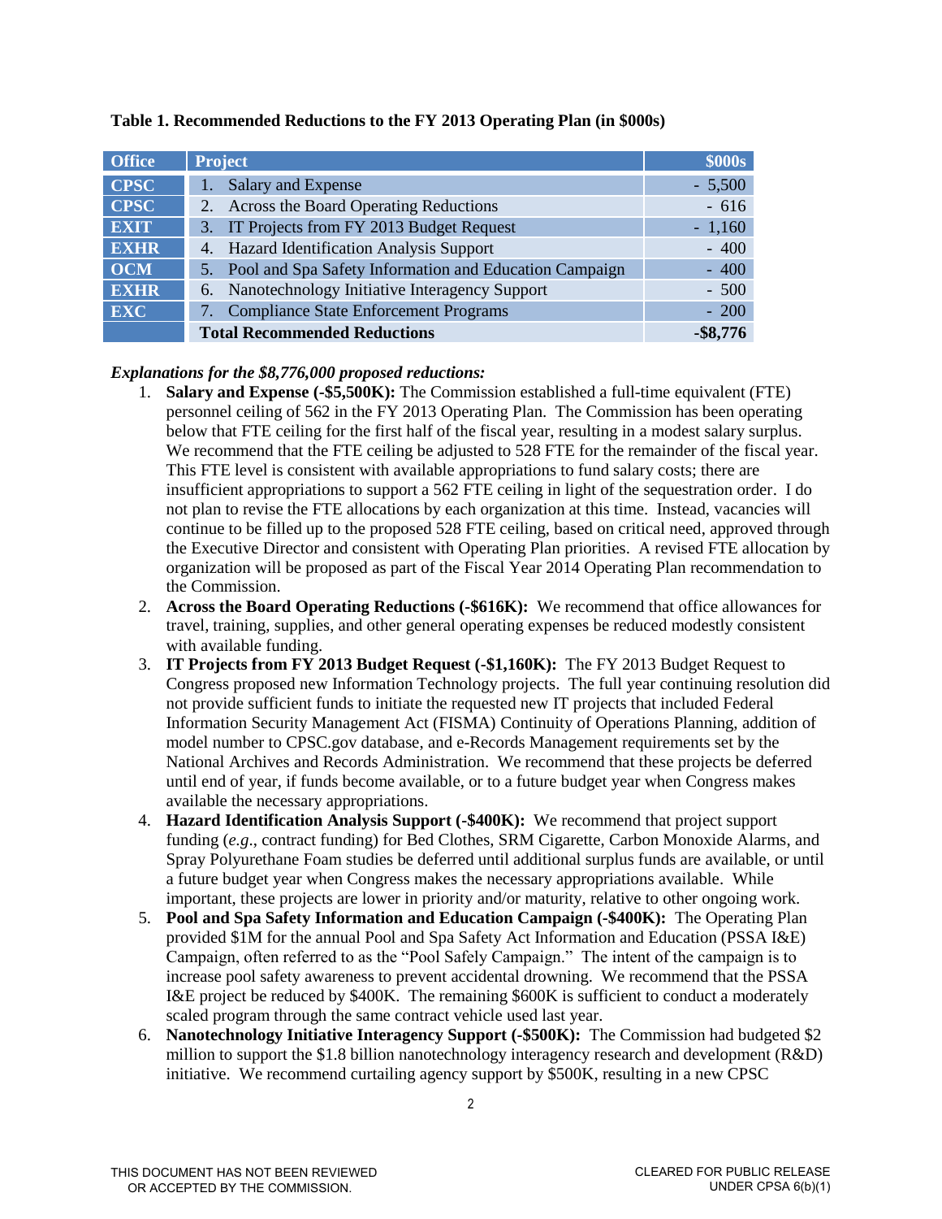**Table 1. Recommended Reductions to the FY 2013 Operating Plan (in $000s)**

| Office | Project | $000s |
|---|---|---|
| CPSC | 1. Salary and Expense | - 5,500 |
| CPSC | 2. Across the Board Operating Reductions | - 616 |
| EXIT | 3. IT Projects from FY 2013 Budget Request | - 1,160 |
| EXHR | 4. Hazard Identification Analysis Support | - 400 |
| OCM | 5. Pool and Spa Safety Information and Education Campaign | - 400 |
| EXHR | 6. Nanotechnology Initiative Interagency Support | - 500 |
| EXC | 7. Compliance State Enforcement Programs | - 200 |
| | **Total Recommended Reductions** | **-$8,776** |

***Explanations for the $8,776,000 proposed reductions:***

1. **Salary and Expense (-$5,500K):** The Commission established a full-time equivalent (FTE) personnel ceiling of 562 in the FY 2013 Operating Plan. The Commission has been operating below that FTE ceiling for the first half of the fiscal year, resulting in a modest salary surplus. We recommend that the FTE ceiling be adjusted to 528 FTE for the remainder of the fiscal year. This FTE level is consistent with available appropriations to fund salary costs; there are insufficient appropriations to support a 562 FTE ceiling in light of the sequestration order. I do not plan to revise the FTE allocations by each organization at this time. Instead, vacancies will continue to be filled up to the proposed 528 FTE ceiling, based on critical need, approved through the Executive Director and consistent with Operating Plan priorities. A revised FTE allocation by organization will be proposed as part of the Fiscal Year 2014 Operating Plan recommendation to the Commission.
2. **Across the Board Operating Reductions (-$616K):** We recommend that office allowances for travel, training, supplies, and other general operating expenses be reduced modestly consistent with available funding.
3. **IT Projects from FY 2013 Budget Request (-$1,160K):** The FY 2013 Budget Request to Congress proposed new Information Technology projects. The full year continuing resolution did not provide sufficient funds to initiate the requested new IT projects that included Federal Information Security Management Act (FISMA) Continuity of Operations Planning, addition of model number to CPSC.gov database, and e-Records Management requirements set by the National Archives and Records Administration. We recommend that these projects be deferred until end of year, if funds become available, or to a future budget year when Congress makes available the necessary appropriations.
4. **Hazard Identification Analysis Support (-$400K):** We recommend that project support funding (*e.g*., contract funding) for Bed Clothes, SRM Cigarette, Carbon Monoxide Alarms, and Spray Polyurethane Foam studies be deferred until additional surplus funds are available, or until a future budget year when Congress makes the necessary appropriations available. While important, these projects are lower in priority and/or maturity, relative to other ongoing work.
5. **Pool and Spa Safety Information and Education Campaign (-$400K):** The Operating Plan provided $1M for the annual Pool and Spa Safety Act Information and Education (PSSA I&E) Campaign, often referred to as the "Pool Safely Campaign." The intent of the campaign is to increase pool safety awareness to prevent accidental drowning. We recommend that the PSSA I&E project be reduced by $400K. The remaining $600K is sufficient to conduct a moderately scaled program through the same contract vehicle used last year.
6. **Nanotechnology Initiative Interagency Support (-$500K):** The Commission had budgeted $2 million to support the $1.8 billion nanotechnology interagency research and development (R&D) initiative. We recommend curtailing agency support by $500K, resulting in a new CPSC

THIS DOCUMENT HAS NOT BEEN REVIEWED OR ACCEPTED BY THE COMMISSION.

CLEARED FOR PUBLIC RELEASE UNDER CPSA 6(b)(1)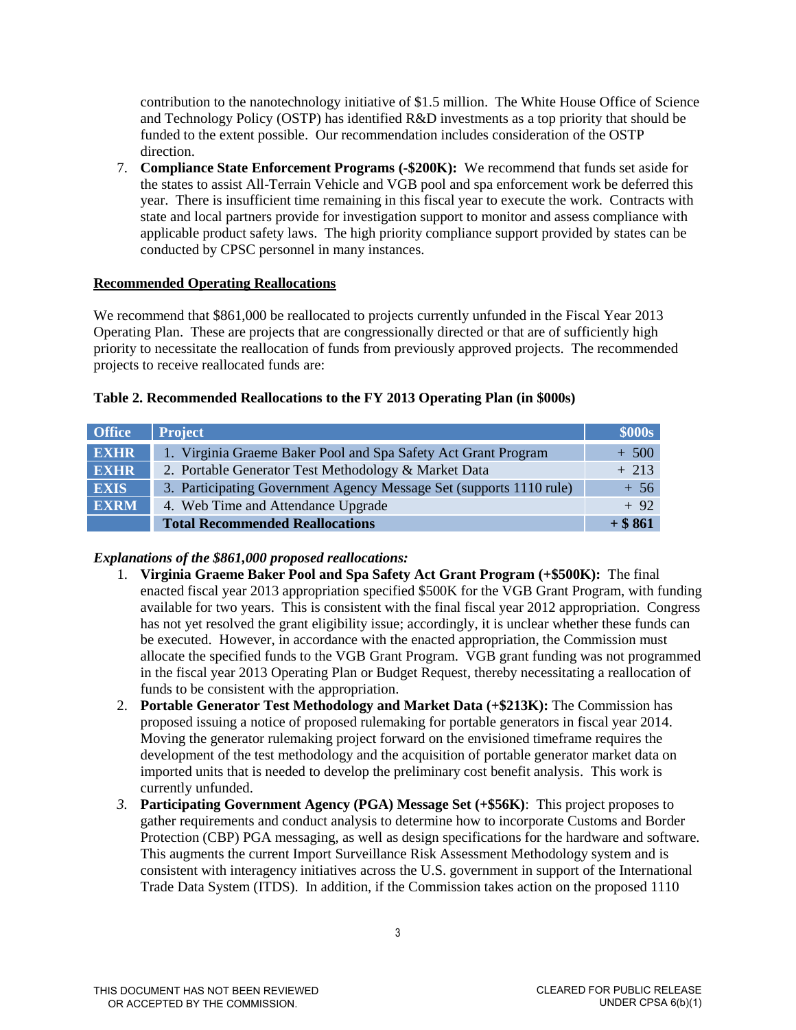contribution to the nanotechnology initiative of $1.5 million. The White House Office of Science and Technology Policy (OSTP) has identified R&D investments as a top priority that should be funded to the extent possible. Our recommendation includes consideration of the OSTP direction.

7. **Compliance State Enforcement Programs (-$200K):** We recommend that funds set aside for the states to assist All-Terrain Vehicle and VGB pool and spa enforcement work be deferred this year. There is insufficient time remaining in this fiscal year to execute the work. Contracts with state and local partners provide for investigation support to monitor and assess compliance with applicable product safety laws. The high priority compliance support provided by states can be conducted by CPSC personnel in many instances.

**<u>Recommended Operating Reallocations</u>**

We recommend that $861,000 be reallocated to projects currently unfunded in the Fiscal Year 2013 Operating Plan. These are projects that are congressionally directed or that are of sufficiently high priority to necessitate the reallocation of funds from previously approved projects. The recommended projects to receive reallocated funds are:

**Table 2. Recommended Reallocations to the FY 2013 Operating Plan (in $000s)**

| Office | Project | $000s |
|---|---|---|
| EXHR | 1. Virginia Graeme Baker Pool and Spa Safety Act Grant Program | + 500 |
| EXHR | 2. Portable Generator Test Methodology & Market Data | + 213 |
| EXIS | 3. Participating Government Agency Message Set (supports 1110 rule) | + 56 |
| EXRM | 4. Web Time and Attendance Upgrade | + 92 |
| | **Total Recommended Reallocations** | **+ $ 861** |

***Explanations of the $861,000 proposed reallocations:***

1. **Virginia Graeme Baker Pool and Spa Safety Act Grant Program (+$500K):** The final enacted fiscal year 2013 appropriation specified $500K for the VGB Grant Program, with funding available for two years. This is consistent with the final fiscal year 2012 appropriation. Congress has not yet resolved the grant eligibility issue; accordingly, it is unclear whether these funds can be executed. However, in accordance with the enacted appropriation, the Commission must allocate the specified funds to the VGB Grant Program. VGB grant funding was not programmed in the fiscal year 2013 Operating Plan or Budget Request, thereby necessitating a reallocation of funds to be consistent with the appropriation.
2. **Portable Generator Test Methodology and Market Data (+$213K):** The Commission has proposed issuing a notice of proposed rulemaking for portable generators in fiscal year 2014. Moving the generator rulemaking project forward on the envisioned timeframe requires the development of the test methodology and the acquisition of portable generator market data on imported units that is needed to develop the preliminary cost benefit analysis. This work is currently unfunded.
3. **Participating Government Agency (PGA) Message Set (+$56K)**: This project proposes to gather requirements and conduct analysis to determine how to incorporate Customs and Border Protection (CBP) PGA messaging, as well as design specifications for the hardware and software. This augments the current Import Surveillance Risk Assessment Methodology system and is consistent with interagency initiatives across the U.S. government in support of the International Trade Data System (ITDS). In addition, if the Commission takes action on the proposed 1110

THIS DOCUMENT HAS NOT BEEN REVIEWED OR ACCEPTED BY THE COMMISSION.

CLEARED FOR PUBLIC RELEASE UNDER CPSA 6(b)(1)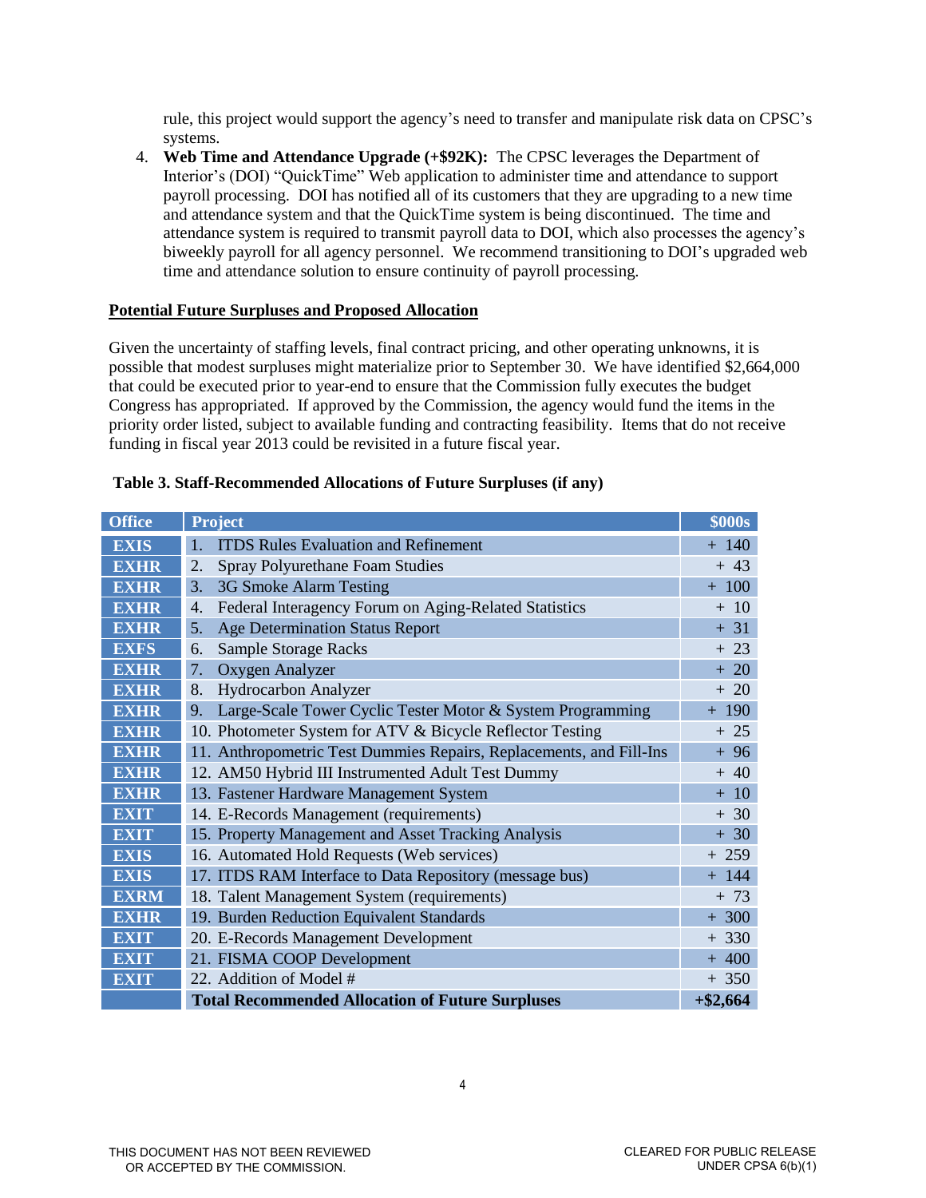rule, this project would support the agency's need to transfer and manipulate risk data on CPSC's systems.

4. **Web Time and Attendance Upgrade (+$92K):** The CPSC leverages the Department of Interior's (DOI) "QuickTime" Web application to administer time and attendance to support payroll processing. DOI has notified all of its customers that they are upgrading to a new time and attendance system and that the QuickTime system is being discontinued. The time and attendance system is required to transmit payroll data to DOI, which also processes the agency's biweekly payroll for all agency personnel. We recommend transitioning to DOI's upgraded web time and attendance solution to ensure continuity of payroll processing.

**Potential Future Surpluses and Proposed Allocation**

Given the uncertainty of staffing levels, final contract pricing, and other operating unknowns, it is possible that modest surpluses might materialize prior to September 30. We have identified $2,664,000 that could be executed prior to year-end to ensure that the Commission fully executes the budget Congress has appropriated. If approved by the Commission, the agency would fund the items in the priority order listed, subject to available funding and contracting feasibility. Items that do not receive funding in fiscal year 2013 could be revisited in a future fiscal year.

**Table 3. Staff-Recommended Allocations of Future Surpluses (if any)**

| Office | Project | $000s |
|---|---|---|
| EXIS | 1. ITDS Rules Evaluation and Refinement | + 140 |
| EXHR | 2. Spray Polyurethane Foam Studies | + 43 |
| EXHR | 3. 3G Smoke Alarm Testing | + 100 |
| EXHR | 4. Federal Interagency Forum on Aging-Related Statistics | + 10 |
| EXHR | 5. Age Determination Status Report | + 31 |
| EXFS | 6. Sample Storage Racks | + 23 |
| EXHR | 7. Oxygen Analyzer | + 20 |
| EXHR | 8. Hydrocarbon Analyzer | + 20 |
| EXHR | 9. Large-Scale Tower Cyclic Tester Motor & System Programming | + 190 |
| EXHR | 10. Photometer System for ATV & Bicycle Reflector Testing | + 25 |
| EXHR | 11. Anthropometric Test Dummies Repairs, Replacements, and Fill-Ins | + 96 |
| EXHR | 12. AM50 Hybrid III Instrumented Adult Test Dummy | + 40 |
| EXHR | 13. Fastener Hardware Management System | + 10 |
| EXIT | 14. E-Records Management (requirements) | + 30 |
| EXIT | 15. Property Management and Asset Tracking Analysis | + 30 |
| EXIS | 16. Automated Hold Requests (Web services) | + 259 |
| EXIS | 17. ITDS RAM Interface to Data Repository (message bus) | + 144 |
| EXRM | 18. Talent Management System (requirements) | + 73 |
| EXHR | 19. Burden Reduction Equivalent Standards | + 300 |
| EXIT | 20. E-Records Management Development | + 330 |
| EXIT | 21. FISMA COOP Development | + 400 |
| EXIT | 22. Addition of Model # | + 350 |
| | **Total Recommended Allocation of Future Surpluses** | **+$2,664** |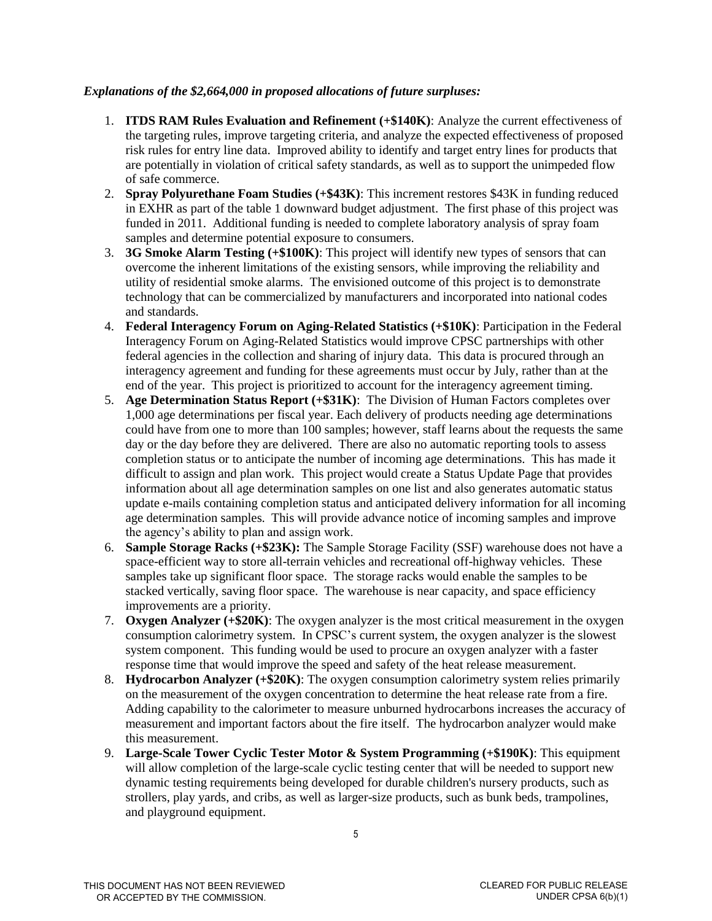***Explanations of the $2,664,000 in proposed allocations of future surpluses:***

1. **ITDS RAM Rules Evaluation and Refinement (+$140K)**: Analyze the current effectiveness of the targeting rules, improve targeting criteria, and analyze the expected effectiveness of proposed risk rules for entry line data. Improved ability to identify and target entry lines for products that are potentially in violation of critical safety standards, as well as to support the unimpeded flow of safe commerce.
2. **Spray Polyurethane Foam Studies (+$43K)**: This increment restores $43K in funding reduced in EXHR as part of the table 1 downward budget adjustment. The first phase of this project was funded in 2011. Additional funding is needed to complete laboratory analysis of spray foam samples and determine potential exposure to consumers.
3. **3G Smoke Alarm Testing (+$100K)**: This project will identify new types of sensors that can overcome the inherent limitations of the existing sensors, while improving the reliability and utility of residential smoke alarms. The envisioned outcome of this project is to demonstrate technology that can be commercialized by manufacturers and incorporated into national codes and standards.
4. **Federal Interagency Forum on Aging-Related Statistics (+$10K)**: Participation in the Federal Interagency Forum on Aging-Related Statistics would improve CPSC partnerships with other federal agencies in the collection and sharing of injury data. This data is procured through an interagency agreement and funding for these agreements must occur by July, rather than at the end of the year. This project is prioritized to account for the interagency agreement timing.
5. **Age Determination Status Report (+$31K)**: The Division of Human Factors completes over 1,000 age determinations per fiscal year. Each delivery of products needing age determinations could have from one to more than 100 samples; however, staff learns about the requests the same day or the day before they are delivered. There are also no automatic reporting tools to assess completion status or to anticipate the number of incoming age determinations. This has made it difficult to assign and plan work. This project would create a Status Update Page that provides information about all age determination samples on one list and also generates automatic status update e-mails containing completion status and anticipated delivery information for all incoming age determination samples. This will provide advance notice of incoming samples and improve the agency's ability to plan and assign work.
6. **Sample Storage Racks (+$23K):** The Sample Storage Facility (SSF) warehouse does not have a space-efficient way to store all-terrain vehicles and recreational off-highway vehicles. These samples take up significant floor space. The storage racks would enable the samples to be stacked vertically, saving floor space. The warehouse is near capacity, and space efficiency improvements are a priority.
7. **Oxygen Analyzer (+$20K)**: The oxygen analyzer is the most critical measurement in the oxygen consumption calorimetry system. In CPSC's current system, the oxygen analyzer is the slowest system component. This funding would be used to procure an oxygen analyzer with a faster response time that would improve the speed and safety of the heat release measurement.
8. **Hydrocarbon Analyzer (+$20K)**: The oxygen consumption calorimetry system relies primarily on the measurement of the oxygen concentration to determine the heat release rate from a fire. Adding capability to the calorimeter to measure unburned hydrocarbons increases the accuracy of measurement and important factors about the fire itself. The hydrocarbon analyzer would make this measurement.
9. **Large-Scale Tower Cyclic Tester Motor & System Programming (+$190K)**: This equipment will allow completion of the large-scale cyclic testing center that will be needed to support new dynamic testing requirements being developed for durable children's nursery products, such as strollers, play yards, and cribs, as well as larger-size products, such as bunk beds, trampolines, and playground equipment.

THIS DOCUMENT HAS NOT BEEN REVIEWED OR ACCEPTED BY THE COMMISSION.

CLEARED FOR PUBLIC RELEASE UNDER CPSA 6(b)(1)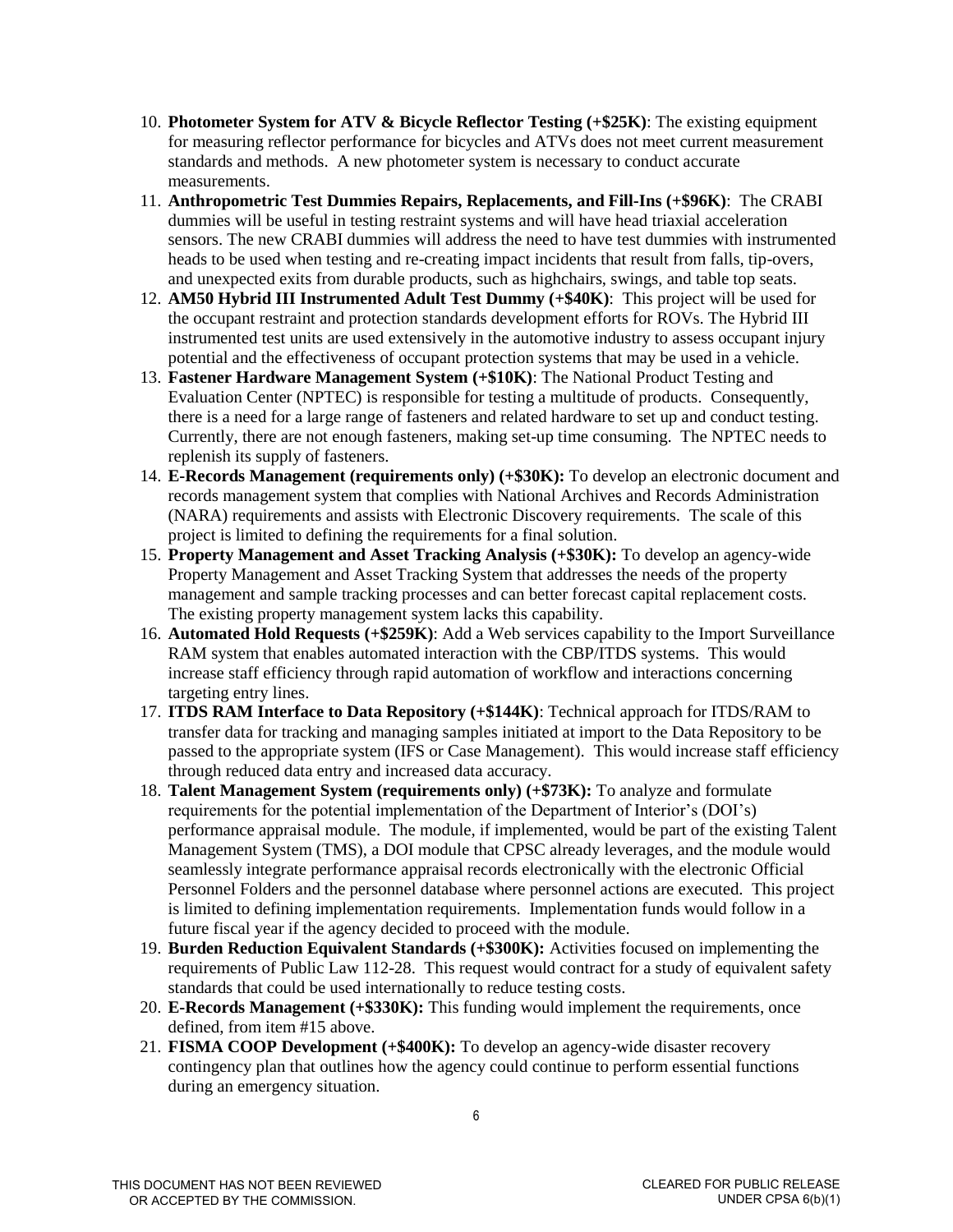10. **Photometer System for ATV & Bicycle Reflector Testing (+$25K)**: The existing equipment for measuring reflector performance for bicycles and ATVs does not meet current measurement standards and methods. A new photometer system is necessary to conduct accurate measurements.
11. **Anthropometric Test Dummies Repairs, Replacements, and Fill-Ins (+$96K)**: The CRABI dummies will be useful in testing restraint systems and will have head triaxial acceleration sensors. The new CRABI dummies will address the need to have test dummies with instrumented heads to be used when testing and re-creating impact incidents that result from falls, tip-overs, and unexpected exits from durable products, such as highchairs, swings, and table top seats.
12. **AM50 Hybrid III Instrumented Adult Test Dummy (+$40K)**: This project will be used for the occupant restraint and protection standards development efforts for ROVs. The Hybrid III instrumented test units are used extensively in the automotive industry to assess occupant injury potential and the effectiveness of occupant protection systems that may be used in a vehicle.
13. **Fastener Hardware Management System (+$10K)**: The National Product Testing and Evaluation Center (NPTEC) is responsible for testing a multitude of products. Consequently, there is a need for a large range of fasteners and related hardware to set up and conduct testing. Currently, there are not enough fasteners, making set-up time consuming. The NPTEC needs to replenish its supply of fasteners.
14. **E-Records Management (requirements only) (+$30K):** To develop an electronic document and records management system that complies with National Archives and Records Administration (NARA) requirements and assists with Electronic Discovery requirements. The scale of this project is limited to defining the requirements for a final solution.
15. **Property Management and Asset Tracking Analysis (+$30K):** To develop an agency-wide Property Management and Asset Tracking System that addresses the needs of the property management and sample tracking processes and can better forecast capital replacement costs. The existing property management system lacks this capability.
16. **Automated Hold Requests (+$259K)**: Add a Web services capability to the Import Surveillance RAM system that enables automated interaction with the CBP/ITDS systems. This would increase staff efficiency through rapid automation of workflow and interactions concerning targeting entry lines.
17. **ITDS RAM Interface to Data Repository (+$144K)**: Technical approach for ITDS/RAM to transfer data for tracking and managing samples initiated at import to the Data Repository to be passed to the appropriate system (IFS or Case Management). This would increase staff efficiency through reduced data entry and increased data accuracy.
18. **Talent Management System (requirements only) (+$73K):** To analyze and formulate requirements for the potential implementation of the Department of Interior's (DOI's) performance appraisal module. The module, if implemented, would be part of the existing Talent Management System (TMS), a DOI module that CPSC already leverages, and the module would seamlessly integrate performance appraisal records electronically with the electronic Official Personnel Folders and the personnel database where personnel actions are executed. This project is limited to defining implementation requirements. Implementation funds would follow in a future fiscal year if the agency decided to proceed with the module.
19. **Burden Reduction Equivalent Standards (+$300K):** Activities focused on implementing the requirements of Public Law 112-28. This request would contract for a study of equivalent safety standards that could be used internationally to reduce testing costs.
20. **E-Records Management (+$330K):** This funding would implement the requirements, once defined, from item #15 above.
21. **FISMA COOP Development (+$400K):** To develop an agency-wide disaster recovery contingency plan that outlines how the agency could continue to perform essential functions during an emergency situation.

THIS DOCUMENT HAS NOT BEEN REVIEWED OR ACCEPTED BY THE COMMISSION.

CLEARED FOR PUBLIC RELEASE UNDER CPSA 6(b)(1)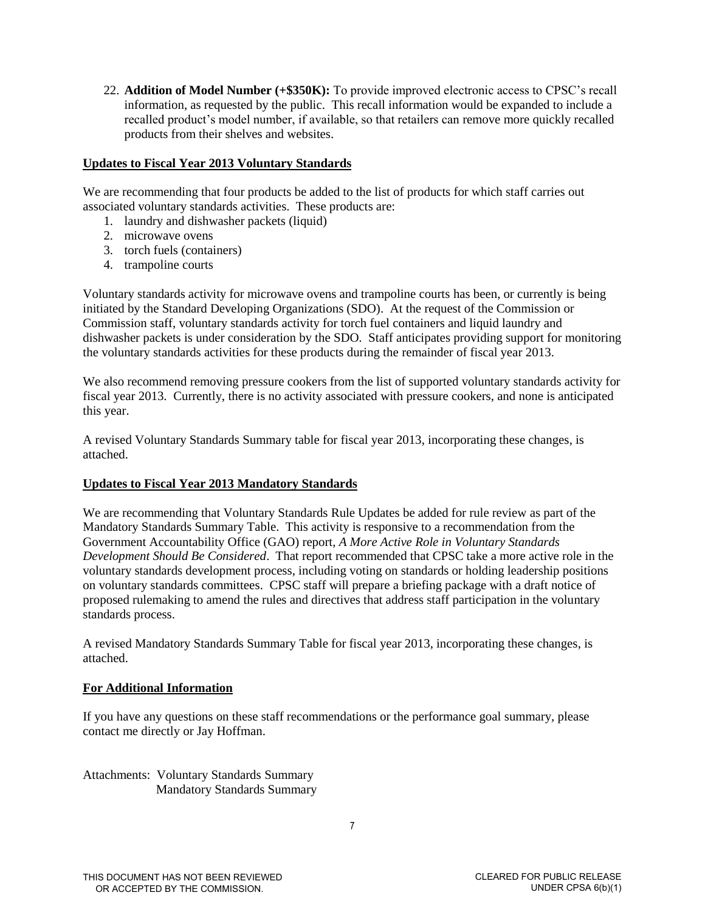22. **Addition of Model Number (+$350K):** To provide improved electronic access to CPSC's recall information, as requested by the public. This recall information would be expanded to include a recalled product's model number, if available, so that retailers can remove more quickly recalled products from their shelves and websites.

## Updates to Fiscal Year 2013 Voluntary Standards

We are recommending that four products be added to the list of products for which staff carries out associated voluntary standards activities. These products are:

1. laundry and dishwasher packets (liquid)
2. microwave ovens
3. torch fuels (containers)
4. trampoline courts

Voluntary standards activity for microwave ovens and trampoline courts has been, or currently is being initiated by the Standard Developing Organizations (SDO). At the request of the Commission or Commission staff, voluntary standards activity for torch fuel containers and liquid laundry and dishwasher packets is under consideration by the SDO. Staff anticipates providing support for monitoring the voluntary standards activities for these products during the remainder of fiscal year 2013.

We also recommend removing pressure cookers from the list of supported voluntary standards activity for fiscal year 2013. Currently, there is no activity associated with pressure cookers, and none is anticipated this year.

A revised Voluntary Standards Summary table for fiscal year 2013, incorporating these changes, is attached.

## Updates to Fiscal Year 2013 Mandatory Standards

We are recommending that Voluntary Standards Rule Updates be added for rule review as part of the Mandatory Standards Summary Table. This activity is responsive to a recommendation from the Government Accountability Office (GAO) report, *A More Active Role in Voluntary Standards Development Should Be Considered*. That report recommended that CPSC take a more active role in the voluntary standards development process, including voting on standards or holding leadership positions on voluntary standards committees. CPSC staff will prepare a briefing package with a draft notice of proposed rulemaking to amend the rules and directives that address staff participation in the voluntary standards process.

A revised Mandatory Standards Summary Table for fiscal year 2013, incorporating these changes, is attached.

## For Additional Information

If you have any questions on these staff recommendations or the performance goal summary, please contact me directly or Jay Hoffman.

Attachments: Voluntary Standards Summary
Mandatory Standards Summary

THIS DOCUMENT HAS NOT BEEN REVIEWED OR ACCEPTED BY THE COMMISSION.

CLEARED FOR PUBLIC RELEASE UNDER CPSA 6(b)(1)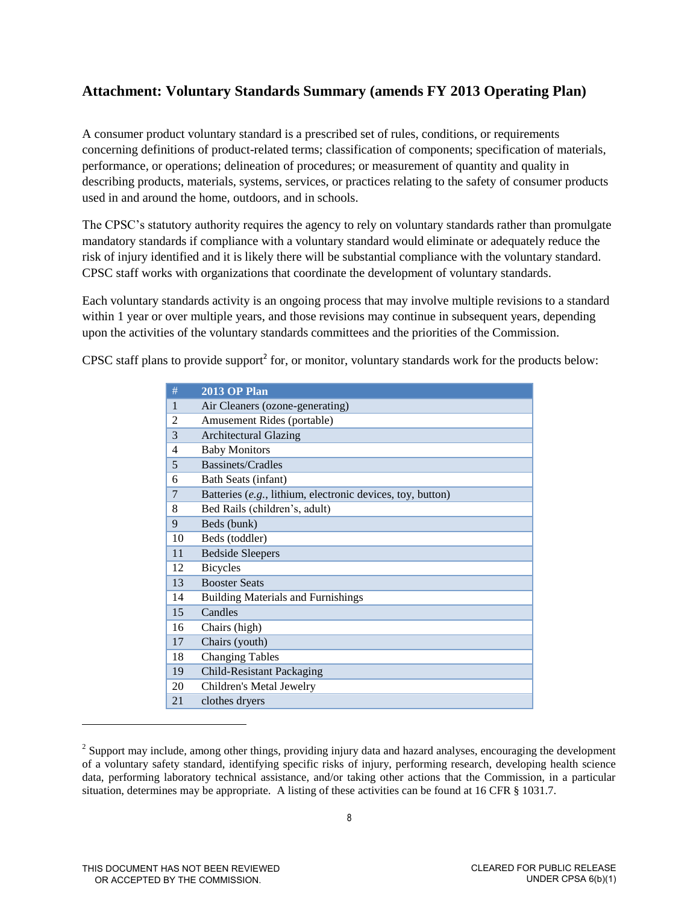## Attachment: Voluntary Standards Summary (amends FY 2013 Operating Plan)

A consumer product voluntary standard is a prescribed set of rules, conditions, or requirements concerning definitions of product-related terms; classification of components; specification of materials, performance, or operations; delineation of procedures; or measurement of quantity and quality in describing products, materials, systems, services, or practices relating to the safety of consumer products used in and around the home, outdoors, and in schools.

The CPSC's statutory authority requires the agency to rely on voluntary standards rather than promulgate mandatory standards if compliance with a voluntary standard would eliminate or adequately reduce the risk of injury identified and it is likely there will be substantial compliance with the voluntary standard. CPSC staff works with organizations that coordinate the development of voluntary standards.

Each voluntary standards activity is an ongoing process that may involve multiple revisions to a standard within 1 year or over multiple years, and those revisions may continue in subsequent years, depending upon the activities of the voluntary standards committees and the priorities of the Commission.

CPSC staff plans to provide support[2] for, or monitor, voluntary standards work for the products below:

| # | 2013 OP Plan |
|---|---|
| 1 | Air Cleaners (ozone-generating) |
| 2 | Amusement Rides (portable) |
| 3 | Architectural Glazing |
| 4 | Baby Monitors |
| 5 | Bassinets/Cradles |
| 6 | Bath Seats (infant) |
| 7 | Batteries (*e.g.*, lithium, electronic devices, toy, button) |
| 8 | Bed Rails (children's, adult) |
| 9 | Beds (bunk) |
| 10 | Beds (toddler) |
| 11 | Bedside Sleepers |
| 12 | Bicycles |
| 13 | Booster Seats |
| 14 | Building Materials and Furnishings |
| 15 | Candles |
| 16 | Chairs (high) |
| 17 | Chairs (youth) |
| 18 | Changing Tables |
| 19 | Child-Resistant Packaging |
| 20 | Children's Metal Jewelry |
| 21 | clothes dryers |

[2] Support may include, among other things, providing injury data and hazard analyses, encouraging the development of a voluntary safety standard, identifying specific risks of injury, performing research, developing health science data, performing laboratory technical assistance, and/or taking other actions that the Commission, in a particular situation, determines may be appropriate. A listing of these activities can be found at 16 CFR § 1031.7.

THIS DOCUMENT HAS NOT BEEN REVIEWED OR ACCEPTED BY THE COMMISSION.

CLEARED FOR PUBLIC RELEASE UNDER CPSA 6(b)(1)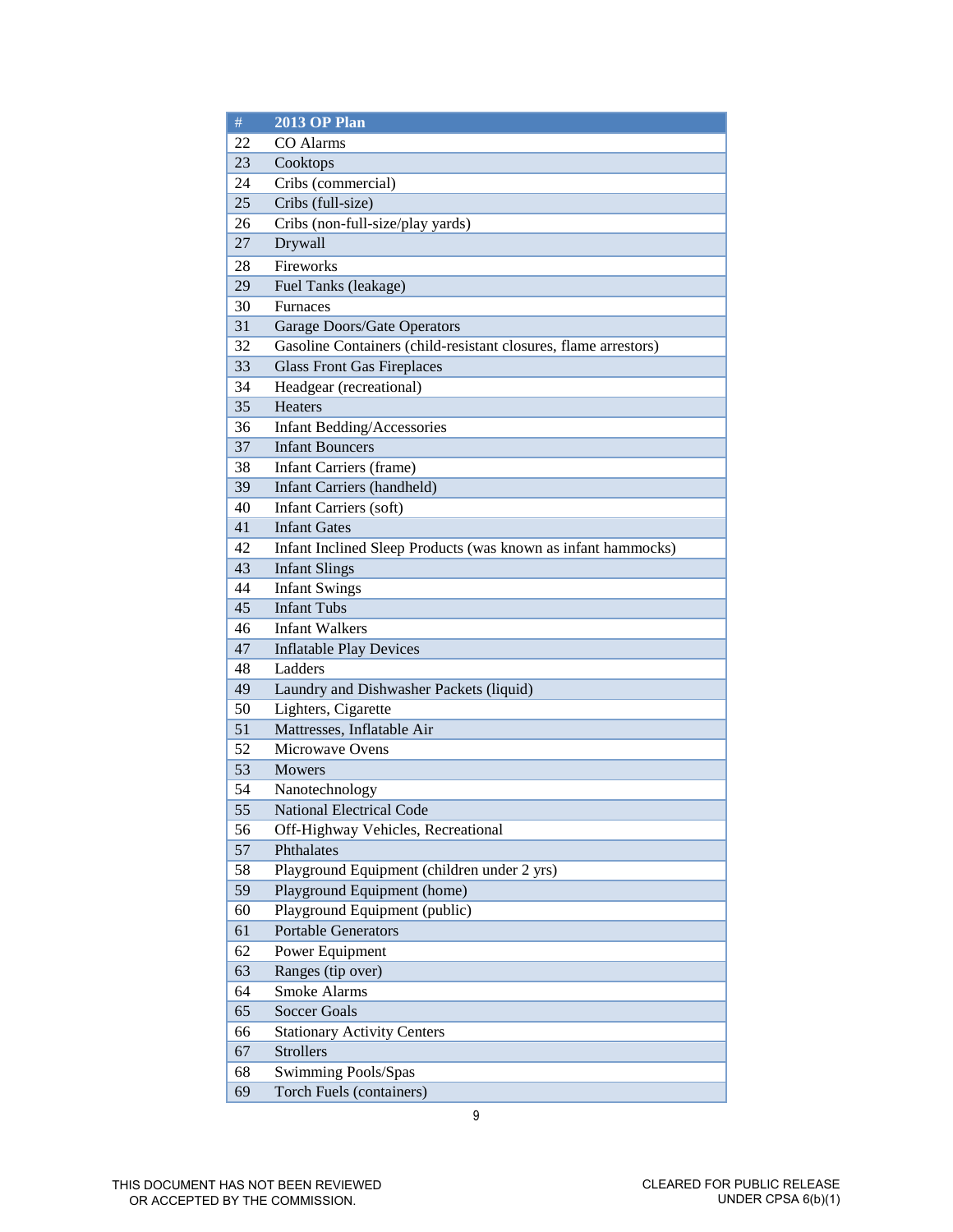| # | 2013 OP Plan |
|---|---|
| 22 | CO Alarms |
| 23 | Cooktops |
| 24 | Cribs (commercial) |
| 25 | Cribs (full-size) |
| 26 | Cribs (non-full-size/play yards) |
| 27 | Drywall |
| 28 | Fireworks |
| 29 | Fuel Tanks (leakage) |
| 30 | Furnaces |
| 31 | Garage Doors/Gate Operators |
| 32 | Gasoline Containers (child-resistant closures, flame arrestors) |
| 33 | Glass Front Gas Fireplaces |
| 34 | Headgear (recreational) |
| 35 | Heaters |
| 36 | Infant Bedding/Accessories |
| 37 | Infant Bouncers |
| 38 | Infant Carriers (frame) |
| 39 | Infant Carriers (handheld) |
| 40 | Infant Carriers (soft) |
| 41 | Infant Gates |
| 42 | Infant Inclined Sleep Products (was known as infant hammocks) |
| 43 | Infant Slings |
| 44 | Infant Swings |
| 45 | Infant Tubs |
| 46 | Infant Walkers |
| 47 | Inflatable Play Devices |
| 48 | Ladders |
| 49 | Laundry and Dishwasher Packets (liquid) |
| 50 | Lighters, Cigarette |
| 51 | Mattresses, Inflatable Air |
| 52 | Microwave Ovens |
| 53 | Mowers |
| 54 | Nanotechnology |
| 55 | National Electrical Code |
| 56 | Off-Highway Vehicles, Recreational |
| 57 | Phthalates |
| 58 | Playground Equipment (children under 2 yrs) |
| 59 | Playground Equipment (home) |
| 60 | Playground Equipment (public) |
| 61 | Portable Generators |
| 62 | Power Equipment |
| 63 | Ranges (tip over) |
| 64 | Smoke Alarms |
| 65 | Soccer Goals |
| 66 | Stationary Activity Centers |
| 67 | Strollers |
| 68 | Swimming Pools/Spas |
| 69 | Torch Fuels (containers) |

THIS DOCUMENT HAS NOT BEEN REVIEWED OR ACCEPTED BY THE COMMISSION.

CLEARED FOR PUBLIC RELEASE UNDER CPSA 6(b)(1)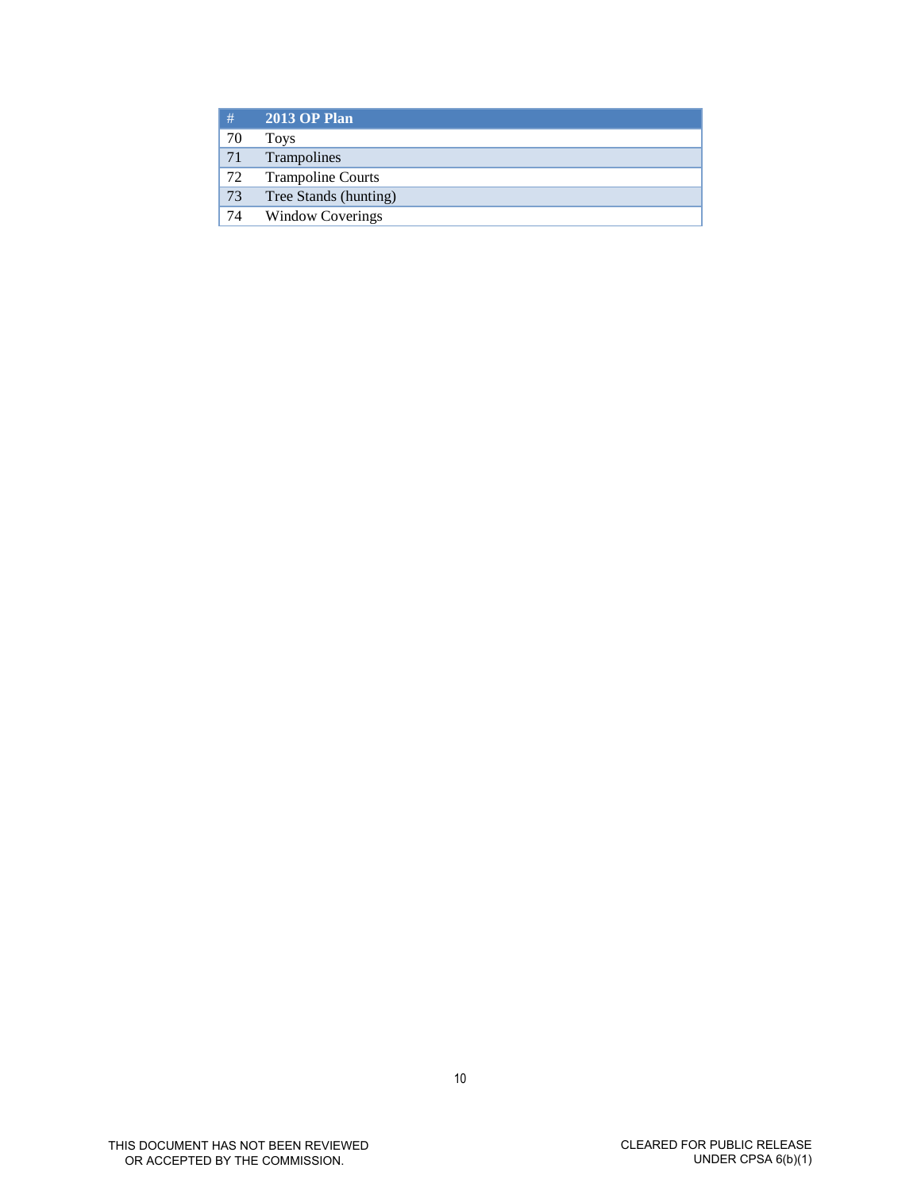| # | 2013 OP Plan |
|---|---|
| 70 | Toys |
| 71 | Trampolines |
| 72 | Trampoline Courts |
| 73 | Tree Stands (hunting) |
| 74 | Window Coverings |

THIS DOCUMENT HAS NOT BEEN REVIEWED OR ACCEPTED BY THE COMMISSION.

CLEARED FOR PUBLIC RELEASE UNDER CPSA 6(b)(1)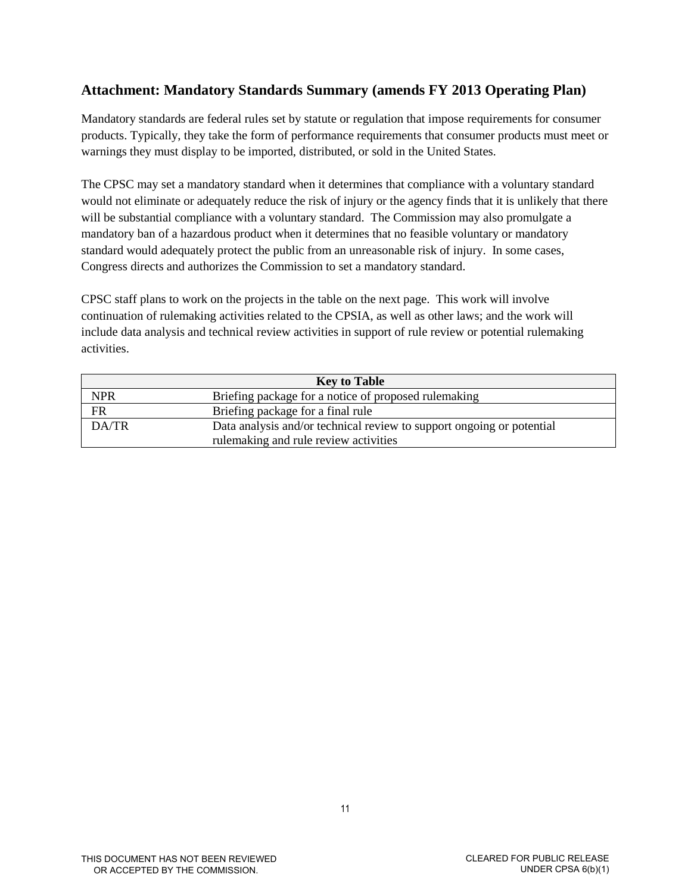## Attachment: Mandatory Standards Summary (amends FY 2013 Operating Plan)

Mandatory standards are federal rules set by statute or regulation that impose requirements for consumer products. Typically, they take the form of performance requirements that consumer products must meet or warnings they must display to be imported, distributed, or sold in the United States.

The CPSC may set a mandatory standard when it determines that compliance with a voluntary standard would not eliminate or adequately reduce the risk of injury or the agency finds that it is unlikely that there will be substantial compliance with a voluntary standard. The Commission may also promulgate a mandatory ban of a hazardous product when it determines that no feasible voluntary or mandatory standard would adequately protect the public from an unreasonable risk of injury. In some cases, Congress directs and authorizes the Commission to set a mandatory standard.

CPSC staff plans to work on the projects in the table on the next page. This work will involve continuation of rulemaking activities related to the CPSIA, as well as other laws; and the work will include data analysis and technical review activities in support of rule review or potential rulemaking activities.

| Key to Table | |
|---|---|
| NPR | Briefing package for a notice of proposed rulemaking |
| FR | Briefing package for a final rule |
| DA/TR | Data analysis and/or technical review to support ongoing or potential rulemaking and rule review activities |

THIS DOCUMENT HAS NOT BEEN REVIEWED OR ACCEPTED BY THE COMMISSION.

CLEARED FOR PUBLIC RELEASE UNDER CPSA 6(b)(1)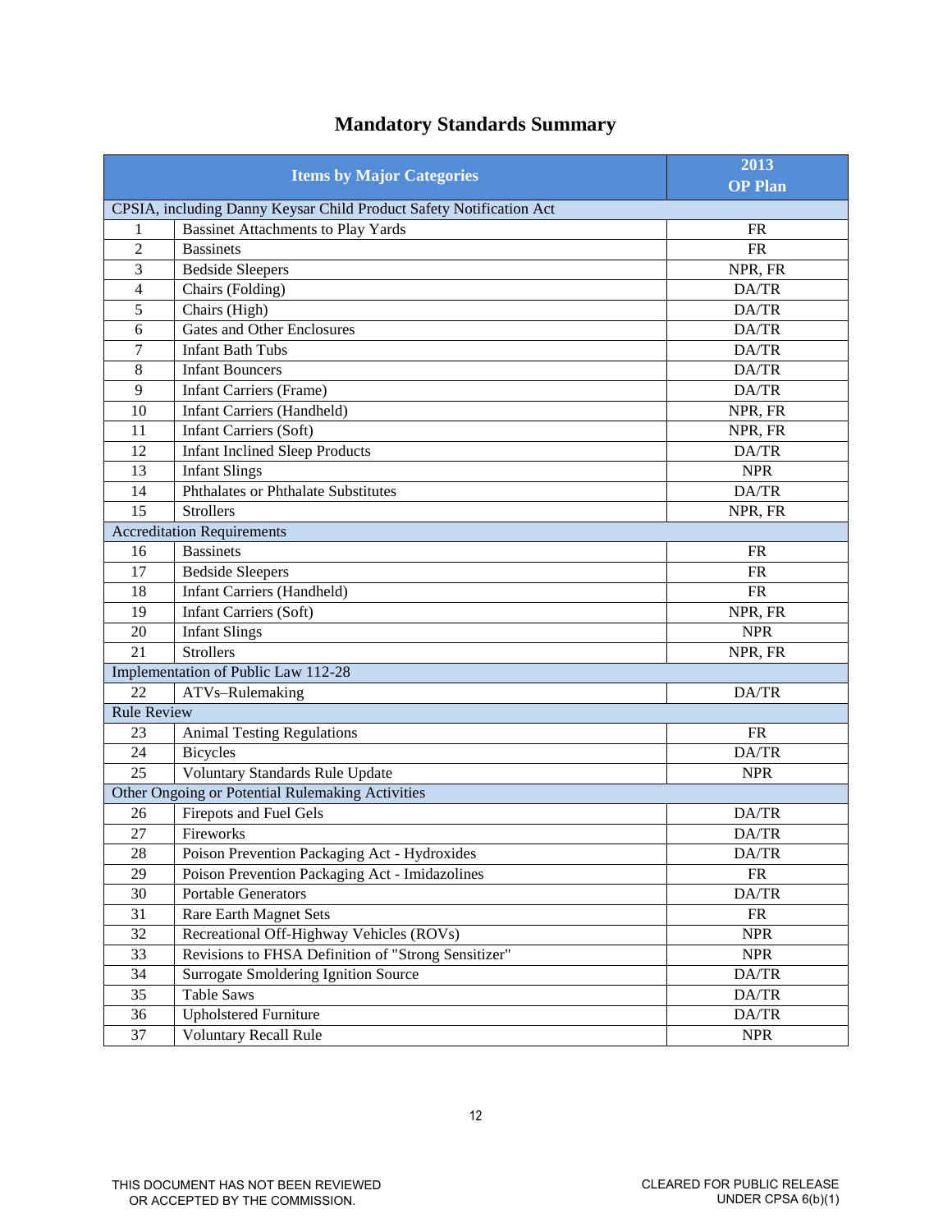# Mandatory Standards Summary

| Items by Major Categories | | 2013 OP Plan |
|---|---|---|
| CPSIA, including Danny Keysar Child Product Safety Notification Act | | |
| 1 | Bassinet Attachments to Play Yards | FR |
| 2 | Bassinets | FR |
| 3 | Bedside Sleepers | NPR, FR |
| 4 | Chairs (Folding) | DA/TR |
| 5 | Chairs (High) | DA/TR |
| 6 | Gates and Other Enclosures | DA/TR |
| 7 | Infant Bath Tubs | DA/TR |
| 8 | Infant Bouncers | DA/TR |
| 9 | Infant Carriers (Frame) | DA/TR |
| 10 | Infant Carriers (Handheld) | NPR, FR |
| 11 | Infant Carriers (Soft) | NPR, FR |
| 12 | Infant Inclined Sleep Products | DA/TR |
| 13 | Infant Slings | NPR |
| 14 | Phthalates or Phthalate Substitutes | DA/TR |
| 15 | Strollers | NPR, FR |
| Accreditation Requirements | | |
| 16 | Bassinets | FR |
| 17 | Bedside Sleepers | FR |
| 18 | Infant Carriers (Handheld) | FR |
| 19 | Infant Carriers (Soft) | NPR, FR |
| 20 | Infant Slings | NPR |
| 21 | Strollers | NPR, FR |
| Implementation of Public Law 112-28 | | |
| 22 | ATVs–Rulemaking | DA/TR |
| Rule Review | | |
| 23 | Animal Testing Regulations | FR |
| 24 | Bicycles | DA/TR |
| 25 | Voluntary Standards Rule Update | NPR |
| Other Ongoing or Potential Rulemaking Activities | | |
| 26 | Firepots and Fuel Gels | DA/TR |
| 27 | Fireworks | DA/TR |
| 28 | Poison Prevention Packaging Act - Hydroxides | DA/TR |
| 29 | Poison Prevention Packaging Act - Imidazolines | FR |
| 30 | Portable Generators | DA/TR |
| 31 | Rare Earth Magnet Sets | FR |
| 32 | Recreational Off-Highway Vehicles (ROVs) | NPR |
| 33 | Revisions to FHSA Definition of "Strong Sensitizer" | NPR |
| 34 | Surrogate Smoldering Ignition Source | DA/TR |
| 35 | Table Saws | DA/TR |
| 36 | Upholstered Furniture | DA/TR |
| 37 | Voluntary Recall Rule | NPR |

THIS DOCUMENT HAS NOT BEEN REVIEWED OR ACCEPTED BY THE COMMISSION.

CLEARED FOR PUBLIC RELEASE UNDER CPSA 6(b)(1)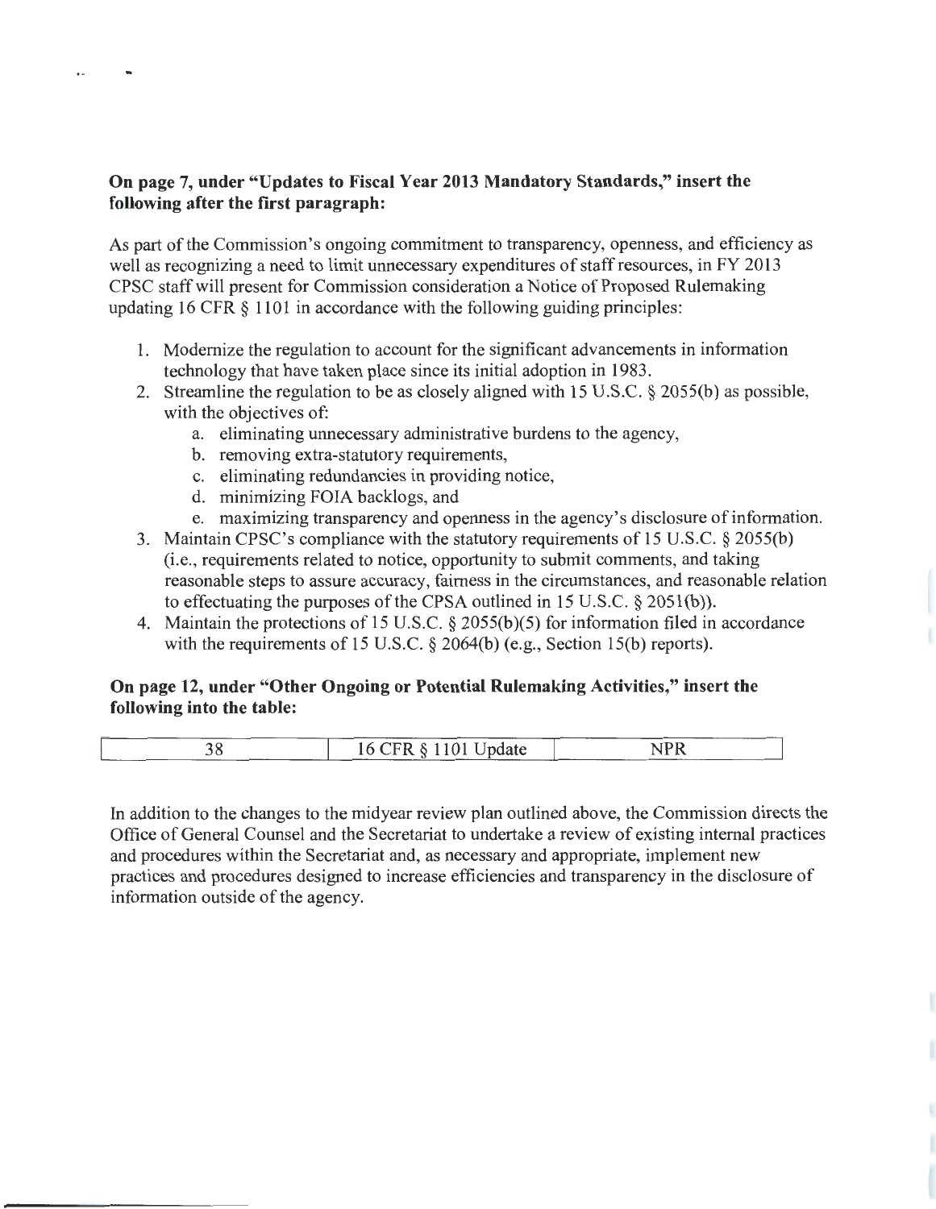**On page 7, under "Updates to Fiscal Year 2013 Mandatory Standards," insert the following after the first paragraph:**

As part of the Commission's ongoing commitment to transparency, openness, and efficiency as well as recognizing a need to limit unnecessary expenditures of staff resources, in FY 2013 CPSC staff will present for Commission consideration a Notice of Proposed Rulemaking updating 16 CFR § 1101 in accordance with the following guiding principles:

1. Modernize the regulation to account for the significant advancements in information technology that have taken place since its initial adoption in 1983.
2. Streamline the regulation to be as closely aligned with 15 U.S.C. § 2055(b) as possible, with the objectives of:
   a. eliminating unnecessary administrative burdens to the agency,
   b. removing extra-statutory requirements,
   c. eliminating redundancies in providing notice,
   d. minimizing FOIA backlogs, and
   e. maximizing transparency and openness in the agency's disclosure of information.
3. Maintain CPSC's compliance with the statutory requirements of 15 U.S.C. § 2055(b) (i.e., requirements related to notice, opportunity to submit comments, and taking reasonable steps to assure accuracy, fairness in the circumstances, and reasonable relation to effectuating the purposes of the CPSA outlined in 15 U.S.C. § 2051(b)).
4. Maintain the protections of 15 U.S.C. § 2055(b)(5) for information filed in accordance with the requirements of 15 U.S.C. § 2064(b) (e.g., Section 15(b) reports).

**On page 12, under "Other Ongoing or Potential Rulemaking Activities," insert the following into the table:**

| | | |
|---|---|---|
| 38 | 16 CFR § 1101 Update | NPR |

In addition to the changes to the midyear review plan outlined above, the Commission directs the Office of General Counsel and the Secretariat to undertake a review of existing internal practices and procedures within the Secretariat and, as necessary and appropriate, implement new practices and procedures designed to increase efficiencies and transparency in the disclosure of information outside of the agency.